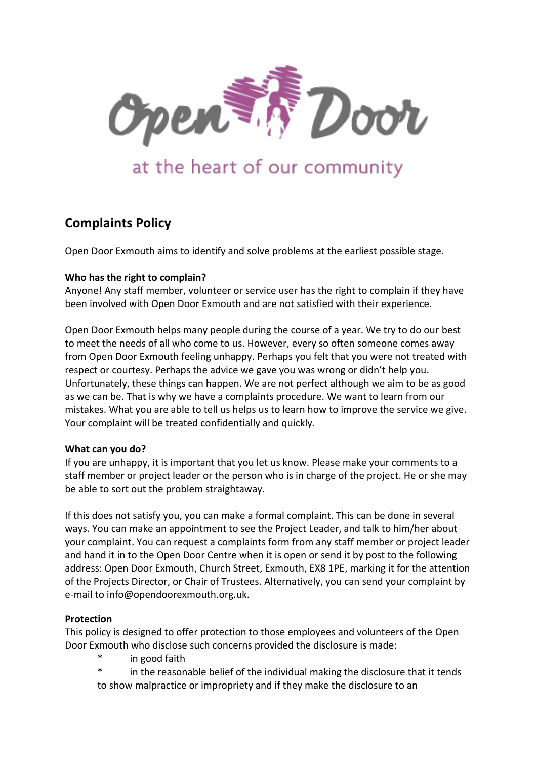Open Door

at the heart of our community

## Complaints Policy

Open Door Exmouth aims to identify and solve problems at the earliest possible stage.

**Who has the right to complain?**
Anyone! Any staff member, volunteer or service user has the right to complain if they have been involved with Open Door Exmouth and are not satisfied with their experience.

Open Door Exmouth helps many people during the course of a year. We try to do our best to meet the needs of all who come to us. However, every so often someone comes away from Open Door Exmouth feeling unhappy. Perhaps you felt that you were not treated with respect or courtesy. Perhaps the advice we gave you was wrong or didn't help you. Unfortunately, these things can happen. We are not perfect although we aim to be as good as we can be. That is why we have a complaints procedure. We want to learn from our mistakes. What you are able to tell us helps us to learn how to improve the service we give. Your complaint will be treated confidentially and quickly.

**What can you do?**
If you are unhappy, it is important that you let us know. Please make your comments to a staff member or project leader or the person who is in charge of the project. He or she may be able to sort out the problem straightaway.

If this does not satisfy you, you can make a formal complaint. This can be done in several ways. You can make an appointment to see the Project Leader, and talk to him/her about your complaint. You can request a complaints form from any staff member or project leader and hand it in to the Open Door Centre when it is open or send it by post to the following address: Open Door Exmouth, Church Street, Exmouth, EX8 1PE, marking it for the attention of the Projects Director, or Chair of Trustees. Alternatively, you can send your complaint by e-mail to info@opendoorexmouth.org.uk.

**Protection**
This policy is designed to offer protection to those employees and volunteers of the Open Door Exmouth who disclose such concerns provided the disclosure is made:

- in good faith
- in the reasonable belief of the individual making the disclosure that it tends to show malpractice or impropriety and if they make the disclosure to an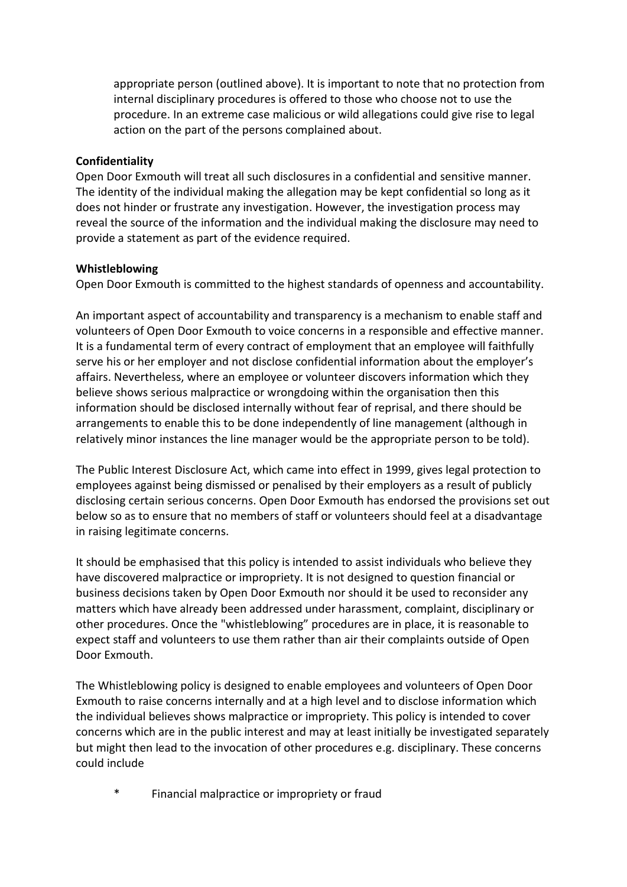appropriate person (outlined above). It is important to note that no protection from internal disciplinary procedures is offered to those who choose not to use the procedure. In an extreme case malicious or wild allegations could give rise to legal action on the part of the persons complained about.

**Confidentiality**

Open Door Exmouth will treat all such disclosures in a confidential and sensitive manner. The identity of the individual making the allegation may be kept confidential so long as it does not hinder or frustrate any investigation. However, the investigation process may reveal the source of the information and the individual making the disclosure may need to provide a statement as part of the evidence required.

**Whistleblowing**

Open Door Exmouth is committed to the highest standards of openness and accountability.

An important aspect of accountability and transparency is a mechanism to enable staff and volunteers of Open Door Exmouth to voice concerns in a responsible and effective manner. It is a fundamental term of every contract of employment that an employee will faithfully serve his or her employer and not disclose confidential information about the employer's affairs. Nevertheless, where an employee or volunteer discovers information which they believe shows serious malpractice or wrongdoing within the organisation then this information should be disclosed internally without fear of reprisal, and there should be arrangements to enable this to be done independently of line management (although in relatively minor instances the line manager would be the appropriate person to be told).

The Public Interest Disclosure Act, which came into effect in 1999, gives legal protection to employees against being dismissed or penalised by their employers as a result of publicly disclosing certain serious concerns. Open Door Exmouth has endorsed the provisions set out below so as to ensure that no members of staff or volunteers should feel at a disadvantage in raising legitimate concerns.

It should be emphasised that this policy is intended to assist individuals who believe they have discovered malpractice or impropriety. It is not designed to question financial or business decisions taken by Open Door Exmouth nor should it be used to reconsider any matters which have already been addressed under harassment, complaint, disciplinary or other procedures. Once the "whistleblowing" procedures are in place, it is reasonable to expect staff and volunteers to use them rather than air their complaints outside of Open Door Exmouth.

The Whistleblowing policy is designed to enable employees and volunteers of Open Door Exmouth to raise concerns internally and at a high level and to disclose information which the individual believes shows malpractice or impropriety. This policy is intended to cover concerns which are in the public interest and may at least initially be investigated separately but might then lead to the invocation of other procedures e.g. disciplinary. These concerns could include

* Financial malpractice or impropriety or fraud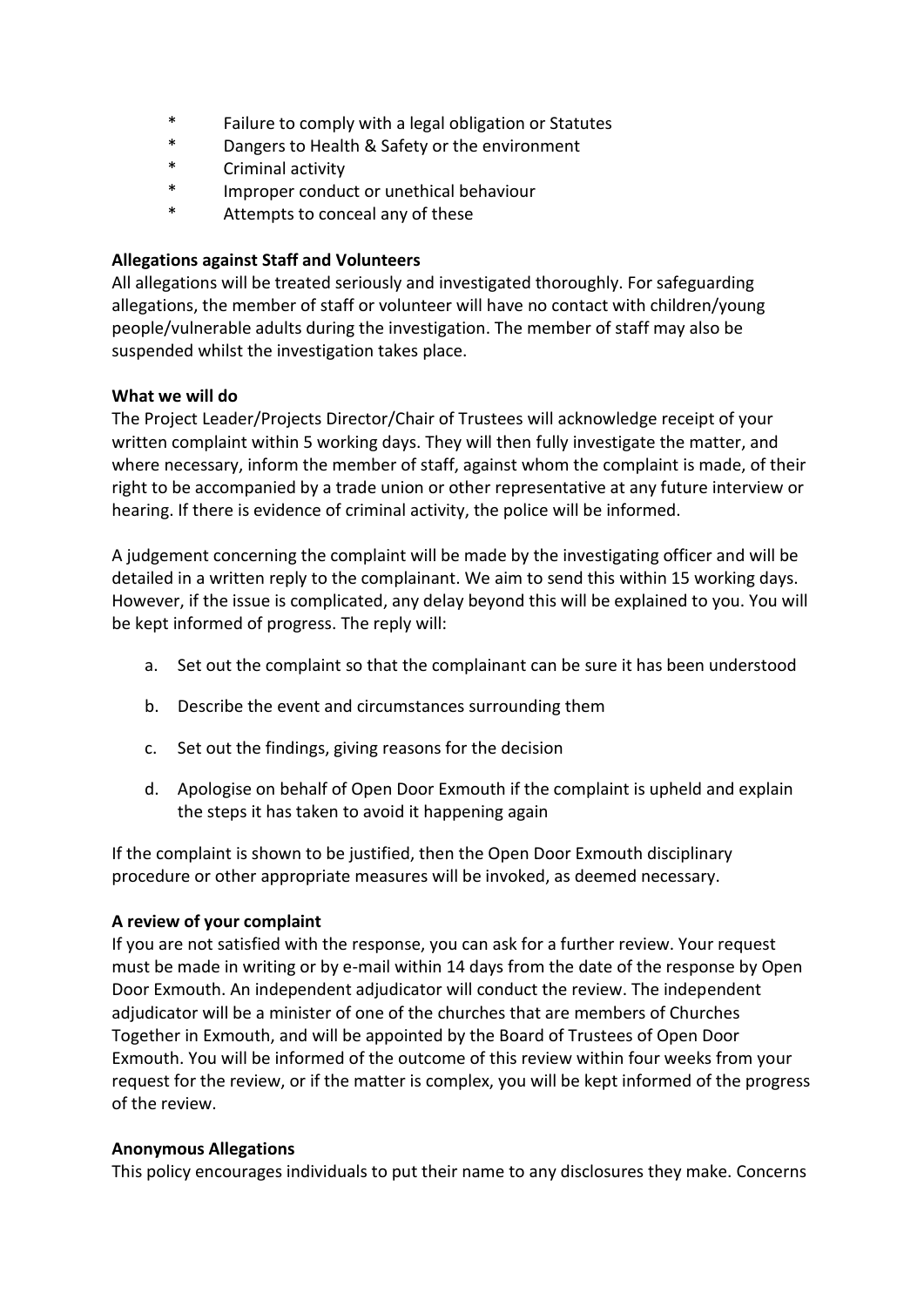* Failure to comply with a legal obligation or Statutes
* Dangers to Health & Safety or the environment
* Criminal activity
* Improper conduct or unethical behaviour
* Attempts to conceal any of these

**Allegations against Staff and Volunteers**

All allegations will be treated seriously and investigated thoroughly. For safeguarding allegations, the member of staff or volunteer will have no contact with children/young people/vulnerable adults during the investigation. The member of staff may also be suspended whilst the investigation takes place.

**What we will do**

The Project Leader/Projects Director/Chair of Trustees will acknowledge receipt of your written complaint within 5 working days. They will then fully investigate the matter, and where necessary, inform the member of staff, against whom the complaint is made, of their right to be accompanied by a trade union or other representative at any future interview or hearing. If there is evidence of criminal activity, the police will be informed.

A judgement concerning the complaint will be made by the investigating officer and will be detailed in a written reply to the complainant. We aim to send this within 15 working days. However, if the issue is complicated, any delay beyond this will be explained to you. You will be kept informed of progress. The reply will:

a. Set out the complaint so that the complainant can be sure it has been understood

b. Describe the event and circumstances surrounding them

c. Set out the findings, giving reasons for the decision

d. Apologise on behalf of Open Door Exmouth if the complaint is upheld and explain the steps it has taken to avoid it happening again

If the complaint is shown to be justified, then the Open Door Exmouth disciplinary procedure or other appropriate measures will be invoked, as deemed necessary.

**A review of your complaint**

If you are not satisfied with the response, you can ask for a further review. Your request must be made in writing or by e-mail within 14 days from the date of the response by Open Door Exmouth. An independent adjudicator will conduct the review. The independent adjudicator will be a minister of one of the churches that are members of Churches Together in Exmouth, and will be appointed by the Board of Trustees of Open Door Exmouth. You will be informed of the outcome of this review within four weeks from your request for the review, or if the matter is complex, you will be kept informed of the progress of the review.

**Anonymous Allegations**

This policy encourages individuals to put their name to any disclosures they make. Concerns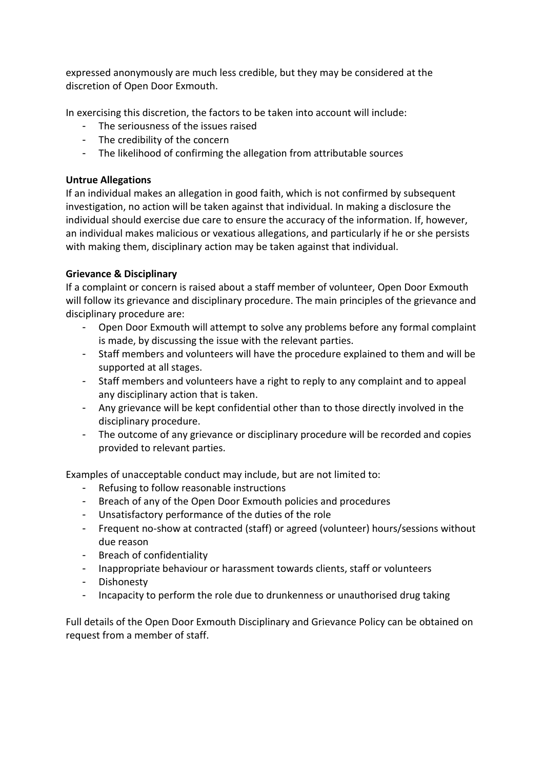expressed anonymously are much less credible, but they may be considered at the discretion of Open Door Exmouth.

In exercising this discretion, the factors to be taken into account will include:

- The seriousness of the issues raised
- The credibility of the concern
- The likelihood of confirming the allegation from attributable sources

**Untrue Allegations**

If an individual makes an allegation in good faith, which is not confirmed by subsequent investigation, no action will be taken against that individual. In making a disclosure the individual should exercise due care to ensure the accuracy of the information. If, however, an individual makes malicious or vexatious allegations, and particularly if he or she persists with making them, disciplinary action may be taken against that individual.

**Grievance & Disciplinary**

If a complaint or concern is raised about a staff member of volunteer, Open Door Exmouth will follow its grievance and disciplinary procedure. The main principles of the grievance and disciplinary procedure are:

- Open Door Exmouth will attempt to solve any problems before any formal complaint is made, by discussing the issue with the relevant parties.
- Staff members and volunteers will have the procedure explained to them and will be supported at all stages.
- Staff members and volunteers have a right to reply to any complaint and to appeal any disciplinary action that is taken.
- Any grievance will be kept confidential other than to those directly involved in the disciplinary procedure.
- The outcome of any grievance or disciplinary procedure will be recorded and copies provided to relevant parties.

Examples of unacceptable conduct may include, but are not limited to:

- Refusing to follow reasonable instructions
- Breach of any of the Open Door Exmouth policies and procedures
- Unsatisfactory performance of the duties of the role
- Frequent no-show at contracted (staff) or agreed (volunteer) hours/sessions without due reason
- Breach of confidentiality
- Inappropriate behaviour or harassment towards clients, staff or volunteers
- Dishonesty
- Incapacity to perform the role due to drunkenness or unauthorised drug taking

Full details of the Open Door Exmouth Disciplinary and Grievance Policy can be obtained on request from a member of staff.